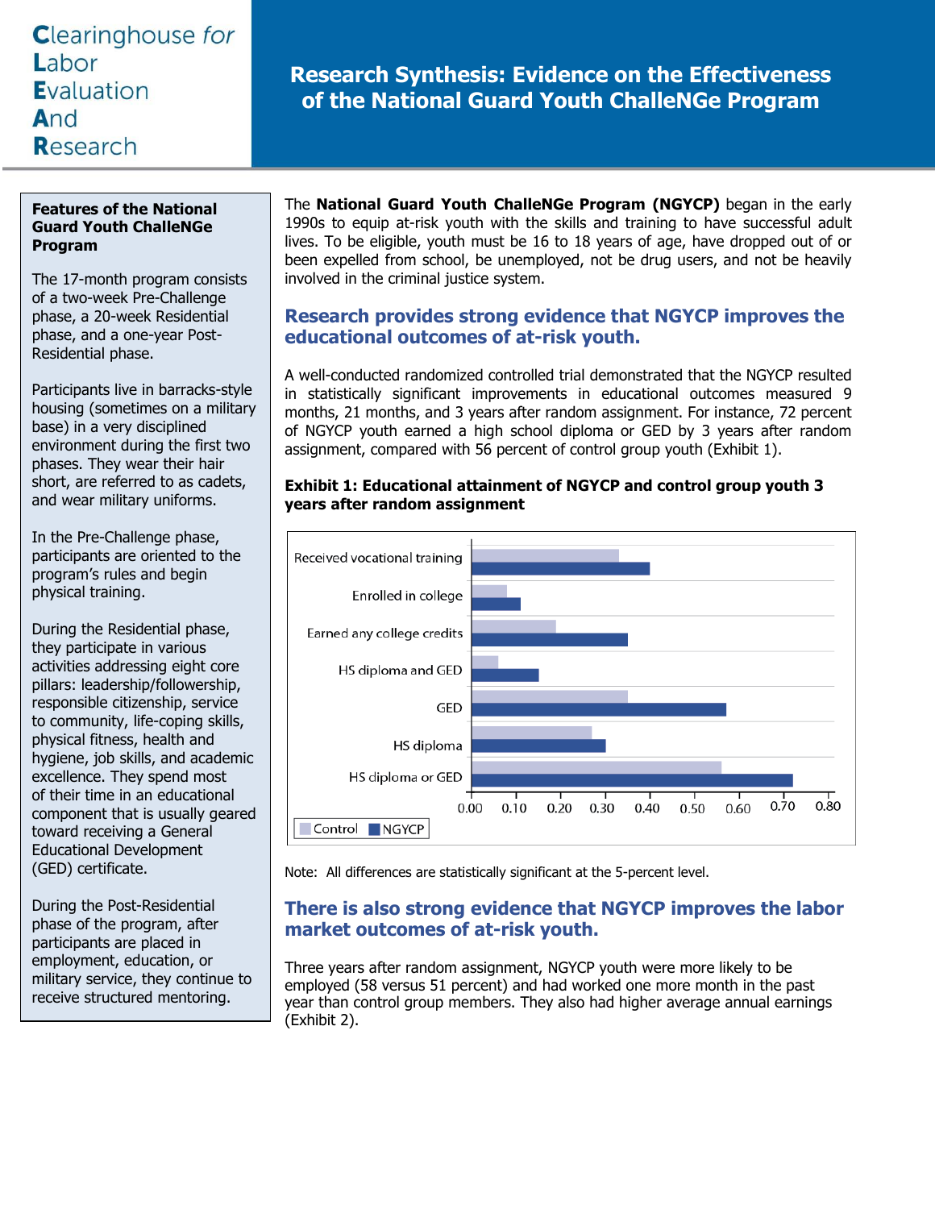# Research Synthesis: Evidence on the Effectiveness of the National Guard Youth ChalleNGe Program

**Clearinghouse for Labor Evaluation And Research**

The **National Guard Youth ChalleNGe Program (NGYCP)** began in the early 1990s to equip at-risk youth with the skills and training to have successful adult lives. To be eligible, youth must be 16 to 18 years of age, have dropped out of or been expelled from school, be unemployed, not be drug users, and not be heavily involved in the criminal justice system.

## Research provides strong evidence that NGYCP improves the educational outcomes of at-risk youth.

A well-conducted randomized controlled trial demonstrated that the NGYCP resulted in statistically significant improvements in educational outcomes measured 9 months, 21 months, and 3 years after random assignment. For instance, 72 percent of NGYCP youth earned a high school diploma or GED by 3 years after random assignment, compared with 56 percent of control group youth (Exhibit 1).

**Exhibit 1: Educational attainment of NGYCP and control group youth 3 years after random assignment**

Note: All differences are statistically significant at the 5-percent level.

## There is also strong evidence that NGYCP improves the labor market outcomes of at-risk youth.

Three years after random assignment, NGYCP youth were more likely to be employed (58 versus 51 percent) and had worked one more month in the past year than control group members. They also had higher average annual earnings (Exhibit 2).

---

**Features of the National Guard Youth ChalleNGe Program**

The 17-month program consists of a two-week Pre-Challenge phase, a 20-week Residential phase, and a one-year Post-Residential phase.

Participants live in barracks-style housing (sometimes on a military base) in a very disciplined environment during the first two phases. They wear their hair short, are referred to as cadets, and wear military uniforms.

In the Pre-Challenge phase, participants are oriented to the program's rules and begin physical training.

During the Residential phase, they participate in various activities addressing eight core pillars: leadership/followership, responsible citizenship, service to community, life-coping skills, physical fitness, health and hygiene, job skills, and academic excellence. They spend most of their time in an educational component that is usually geared toward receiving a General Educational Development (GED) certificate.

During the Post-Residential phase of the program, after participants are placed in employment, education, or military service, they continue to receive structured mentoring.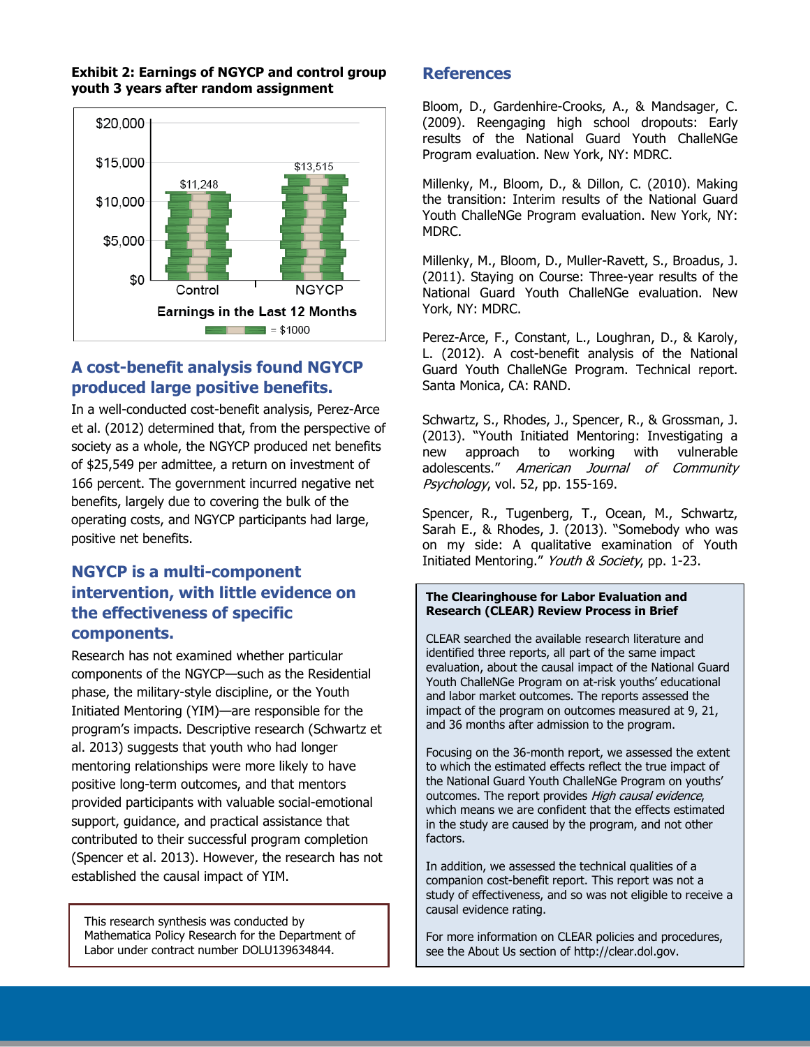**Exhibit 2: Earnings of NGYCP and control group youth 3 years after random assignment**

$20,000
$15,000
$10,000
$5,000
$0
$11,248
$13,515
Control
NGYCP
Earnings in the Last 12 Months
= $1000

## A cost-benefit analysis found NGYCP produced large positive benefits.

In a well-conducted cost-benefit analysis, Perez-Arce et al. (2012) determined that, from the perspective of society as a whole, the NGYCP produced net benefits of $25,549 per admittee, a return on investment of 166 percent. The government incurred negative net benefits, largely due to covering the bulk of the operating costs, and NGYCP participants had large, positive net benefits.

## NGYCP is a multi-component intervention, with little evidence on the effectiveness of specific components.

Research has not examined whether particular components of the NGYCP—such as the Residential phase, the military-style discipline, or the Youth Initiated Mentoring (YIM)—are responsible for the program's impacts. Descriptive research (Schwartz et al. 2013) suggests that youth who had longer mentoring relationships were more likely to have positive long-term outcomes, and that mentors provided participants with valuable social-emotional support, guidance, and practical assistance that contributed to their successful program completion (Spencer et al. 2013). However, the research has not established the causal impact of YIM.

This research synthesis was conducted by Mathematica Policy Research for the Department of Labor under contract number DOLU139634844.

## References

Bloom, D., Gardenhire-Crooks, A., & Mandsager, C. (2009). Reengaging high school dropouts: Early results of the National Guard Youth ChalleNGe Program evaluation. New York, NY: MDRC.

Millenky, M., Bloom, D., & Dillon, C. (2010). Making the transition: Interim results of the National Guard Youth ChalleNGe Program evaluation. New York, NY: MDRC.

Millenky, M., Bloom, D., Muller-Ravett, S., Broadus, J. (2011). Staying on Course: Three-year results of the National Guard Youth ChalleNGe evaluation. New York, NY: MDRC.

Perez-Arce, F., Constant, L., Loughran, D., & Karoly, L. (2012). A cost-benefit analysis of the National Guard Youth ChalleNGe Program. Technical report. Santa Monica, CA: RAND.

Schwartz, S., Rhodes, J., Spencer, R., & Grossman, J. (2013). "Youth Initiated Mentoring: Investigating a new approach to working with vulnerable adolescents." *American Journal of Community Psychology*, vol. 52, pp. 155-169.

Spencer, R., Tugenberg, T., Ocean, M., Schwartz, Sarah E., & Rhodes, J. (2013). "Somebody who was on my side: A qualitative examination of Youth Initiated Mentoring." *Youth & Society*, pp. 1-23.

**The Clearinghouse for Labor Evaluation and Research (CLEAR) Review Process in Brief**

CLEAR searched the available research literature and identified three reports, all part of the same impact evaluation, about the causal impact of the National Guard Youth ChalleNGe Program on at-risk youths' educational and labor market outcomes. The reports assessed the impact of the program on outcomes measured at 9, 21, and 36 months after admission to the program.

Focusing on the 36-month report, we assessed the extent to which the estimated effects reflect the true impact of the National Guard Youth ChalleNGe Program on youths' outcomes. The report provides *High causal evidence*, which means we are confident that the effects estimated in the study are caused by the program, and not other factors.

In addition, we assessed the technical qualities of a companion cost-benefit report. This report was not a study of effectiveness, and so was not eligible to receive a causal evidence rating.

For more information on CLEAR policies and procedures, see the About Us section of http://clear.dol.gov.